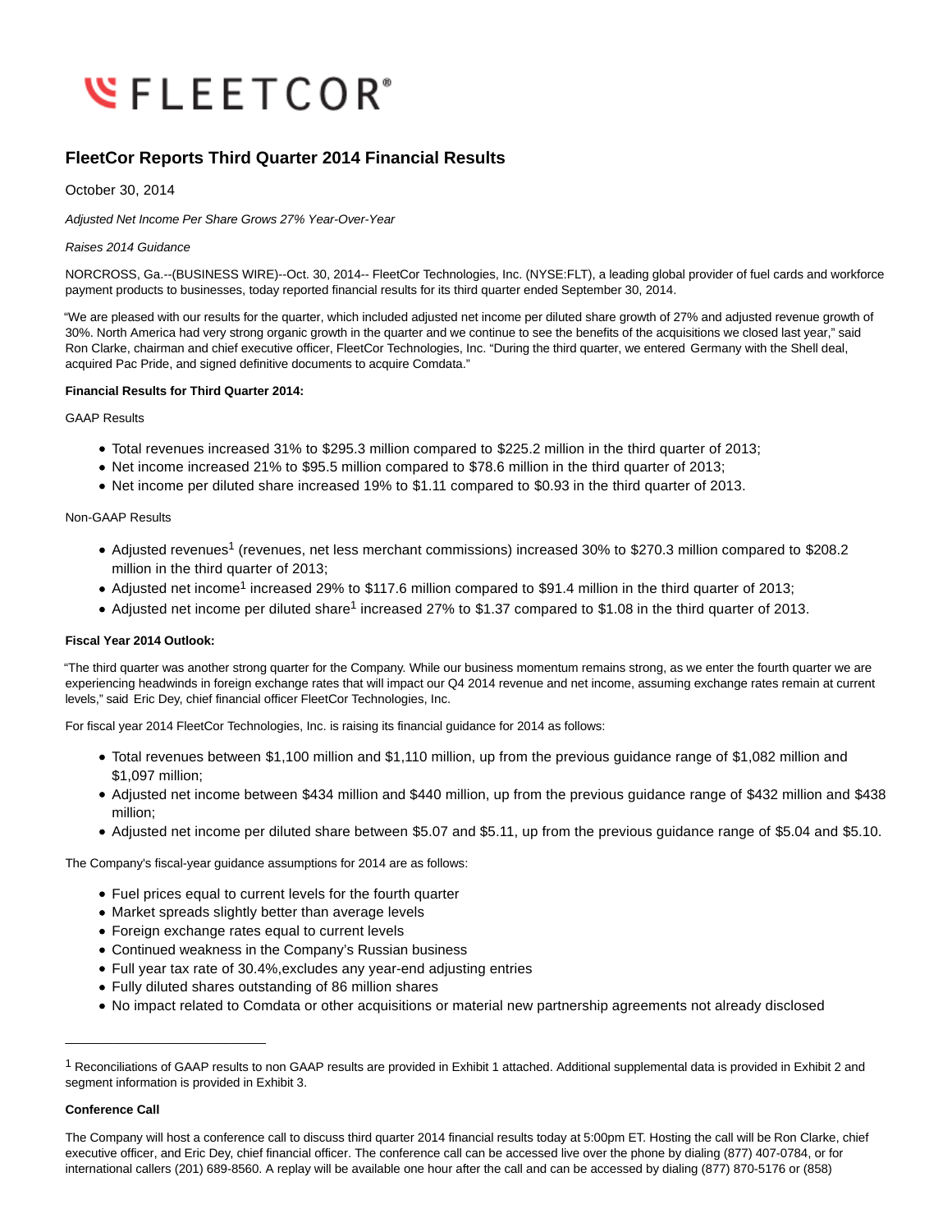FLEETCOR®

# FleetCor Reports Third Quarter 2014 Financial Results

October 30, 2014

*Adjusted Net Income Per Share Grows 27% Year-Over-Year*

*Raises 2014 Guidance*

NORCROSS, Ga.--(BUSINESS WIRE)--Oct. 30, 2014-- FleetCor Technologies, Inc. (NYSE:FLT), a leading global provider of fuel cards and workforce payment products to businesses, today reported financial results for its third quarter ended September 30, 2014.

"We are pleased with our results for the quarter, which included adjusted net income per diluted share growth of 27% and adjusted revenue growth of 30%. North America had very strong organic growth in the quarter and we continue to see the benefits of the acquisitions we closed last year," said Ron Clarke, chairman and chief executive officer, FleetCor Technologies, Inc. "During the third quarter, we entered Germany with the Shell deal, acquired Pac Pride, and signed definitive documents to acquire Comdata."

**Financial Results for Third Quarter 2014:**

GAAP Results

- Total revenues increased 31% to $295.3 million compared to $225.2 million in the third quarter of 2013;
- Net income increased 21% to $95.5 million compared to $78.6 million in the third quarter of 2013;
- Net income per diluted share increased 19% to $1.11 compared to $0.93 in the third quarter of 2013.

Non-GAAP Results

- Adjusted revenues[1] (revenues, net less merchant commissions) increased 30% to $270.3 million compared to $208.2 million in the third quarter of 2013;
- Adjusted net income[1] increased 29% to $117.6 million compared to $91.4 million in the third quarter of 2013;
- Adjusted net income per diluted share[1] increased 27% to $1.37 compared to $1.08 in the third quarter of 2013.

**Fiscal Year 2014 Outlook:**

"The third quarter was another strong quarter for the Company. While our business momentum remains strong, as we enter the fourth quarter we are experiencing headwinds in foreign exchange rates that will impact our Q4 2014 revenue and net income, assuming exchange rates remain at current levels," said Eric Dey, chief financial officer FleetCor Technologies, Inc.

For fiscal year 2014 FleetCor Technologies, Inc. is raising its financial guidance for 2014 as follows:

- Total revenues between $1,100 million and $1,110 million, up from the previous guidance range of $1,082 million and $1,097 million;
- Adjusted net income between $434 million and $440 million, up from the previous guidance range of $432 million and $438 million;
- Adjusted net income per diluted share between $5.07 and $5.11, up from the previous guidance range of $5.04 and $5.10.

The Company's fiscal-year guidance assumptions for 2014 are as follows:

- Fuel prices equal to current levels for the fourth quarter
- Market spreads slightly better than average levels
- Foreign exchange rates equal to current levels
- Continued weakness in the Company's Russian business
- Full year tax rate of 30.4%,excludes any year-end adjusting entries
- Fully diluted shares outstanding of 86 million shares
- No impact related to Comdata or other acquisitions or material new partnership agreements not already disclosed

[1] Reconciliations of GAAP results to non GAAP results are provided in Exhibit 1 attached. Additional supplemental data is provided in Exhibit 2 and segment information is provided in Exhibit 3.

**Conference Call**

The Company will host a conference call to discuss third quarter 2014 financial results today at 5:00pm ET. Hosting the call will be Ron Clarke, chief executive officer, and Eric Dey, chief financial officer. The conference call can be accessed live over the phone by dialing (877) 407-0784, or for international callers (201) 689-8560. A replay will be available one hour after the call and can be accessed by dialing (877) 870-5176 or (858)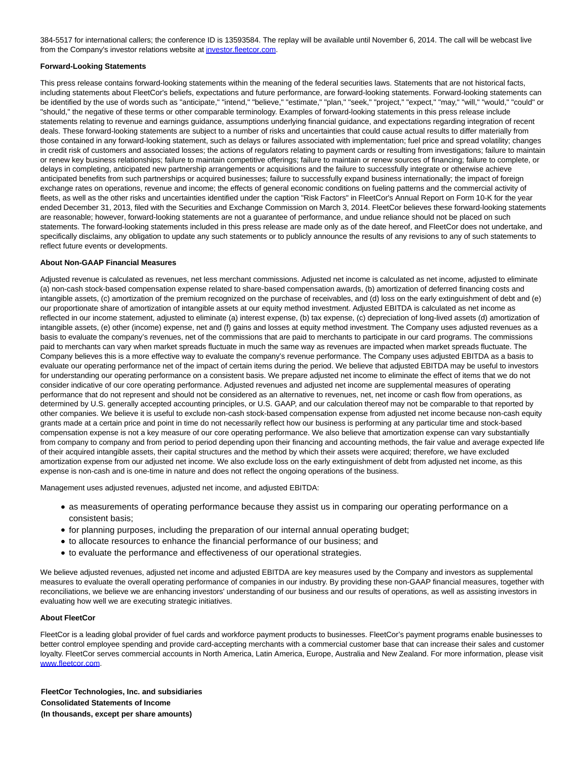384-5517 for international callers; the conference ID is 13593584. The replay will be available until November 6, 2014. The call will be webcast live from the Company's investor relations website at investor.fleetcor.com.

**Forward-Looking Statements**

This press release contains forward-looking statements within the meaning of the federal securities laws. Statements that are not historical facts, including statements about FleetCor's beliefs, expectations and future performance, are forward-looking statements. Forward-looking statements can be identified by the use of words such as "anticipate," "intend," "believe," "estimate," "plan," "seek," "project," "expect," "may," "will," "would," "could" or "should," the negative of these terms or other comparable terminology. Examples of forward-looking statements in this press release include statements relating to revenue and earnings guidance, assumptions underlying financial guidance, and expectations regarding integration of recent deals. These forward-looking statements are subject to a number of risks and uncertainties that could cause actual results to differ materially from those contained in any forward-looking statement, such as delays or failures associated with implementation; fuel price and spread volatility; changes in credit risk of customers and associated losses; the actions of regulators relating to payment cards or resulting from investigations; failure to maintain or renew key business relationships; failure to maintain competitive offerings; failure to maintain or renew sources of financing; failure to complete, or delays in completing, anticipated new partnership arrangements or acquisitions and the failure to successfully integrate or otherwise achieve anticipated benefits from such partnerships or acquired businesses; failure to successfully expand business internationally; the impact of foreign exchange rates on operations, revenue and income; the effects of general economic conditions on fueling patterns and the commercial activity of fleets, as well as the other risks and uncertainties identified under the caption "Risk Factors" in FleetCor's Annual Report on Form 10-K for the year ended December 31, 2013, filed with the Securities and Exchange Commission on March 3, 2014. FleetCor believes these forward-looking statements are reasonable; however, forward-looking statements are not a guarantee of performance, and undue reliance should not be placed on such statements. The forward-looking statements included in this press release are made only as of the date hereof, and FleetCor does not undertake, and specifically disclaims, any obligation to update any such statements or to publicly announce the results of any revisions to any of such statements to reflect future events or developments.

**About Non-GAAP Financial Measures**

Adjusted revenue is calculated as revenues, net less merchant commissions. Adjusted net income is calculated as net income, adjusted to eliminate (a) non-cash stock-based compensation expense related to share-based compensation awards, (b) amortization of deferred financing costs and intangible assets, (c) amortization of the premium recognized on the purchase of receivables, and (d) loss on the early extinguishment of debt and (e) our proportionate share of amortization of intangible assets at our equity method investment. Adjusted EBITDA is calculated as net income as reflected in our income statement, adjusted to eliminate (a) interest expense, (b) tax expense, (c) depreciation of long-lived assets (d) amortization of intangible assets, (e) other (income) expense, net and (f) gains and losses at equity method investment. The Company uses adjusted revenues as a basis to evaluate the company's revenues, net of the commissions that are paid to merchants to participate in our card programs. The commissions paid to merchants can vary when market spreads fluctuate in much the same way as revenues are impacted when market spreads fluctuate. The Company believes this is a more effective way to evaluate the company's revenue performance. The Company uses adjusted EBITDA as a basis to evaluate our operating performance net of the impact of certain items during the period. We believe that adjusted EBITDA may be useful to investors for understanding our operating performance on a consistent basis. We prepare adjusted net income to eliminate the effect of items that we do not consider indicative of our core operating performance. Adjusted revenues and adjusted net income are supplemental measures of operating performance that do not represent and should not be considered as an alternative to revenues, net, net income or cash flow from operations, as determined by U.S. generally accepted accounting principles, or U.S. GAAP, and our calculation thereof may not be comparable to that reported by other companies. We believe it is useful to exclude non-cash stock-based compensation expense from adjusted net income because non-cash equity grants made at a certain price and point in time do not necessarily reflect how our business is performing at any particular time and stock-based compensation expense is not a key measure of our core operating performance. We also believe that amortization expense can vary substantially from company to company and from period to period depending upon their financing and accounting methods, the fair value and average expected life of their acquired intangible assets, their capital structures and the method by which their assets were acquired; therefore, we have excluded amortization expense from our adjusted net income. We also exclude loss on the early extinguishment of debt from adjusted net income, as this expense is non-cash and is one-time in nature and does not reflect the ongoing operations of the business.

Management uses adjusted revenues, adjusted net income, and adjusted EBITDA:

- as measurements of operating performance because they assist us in comparing our operating performance on a consistent basis;
- for planning purposes, including the preparation of our internal annual operating budget;
- to allocate resources to enhance the financial performance of our business; and
- to evaluate the performance and effectiveness of our operational strategies.

We believe adjusted revenues, adjusted net income and adjusted EBITDA are key measures used by the Company and investors as supplemental measures to evaluate the overall operating performance of companies in our industry. By providing these non-GAAP financial measures, together with reconciliations, we believe we are enhancing investors' understanding of our business and our results of operations, as well as assisting investors in evaluating how well we are executing strategic initiatives.

**About FleetCor**

FleetCor is a leading global provider of fuel cards and workforce payment products to businesses. FleetCor's payment programs enable businesses to better control employee spending and provide card-accepting merchants with a commercial customer base that can increase their sales and customer loyalty. FleetCor serves commercial accounts in North America, Latin America, Europe, Australia and New Zealand. For more information, please visit www.fleetcor.com.

**FleetCor Technologies, Inc. and subsidiaries**
**Consolidated Statements of Income**
**(In thousands, except per share amounts)**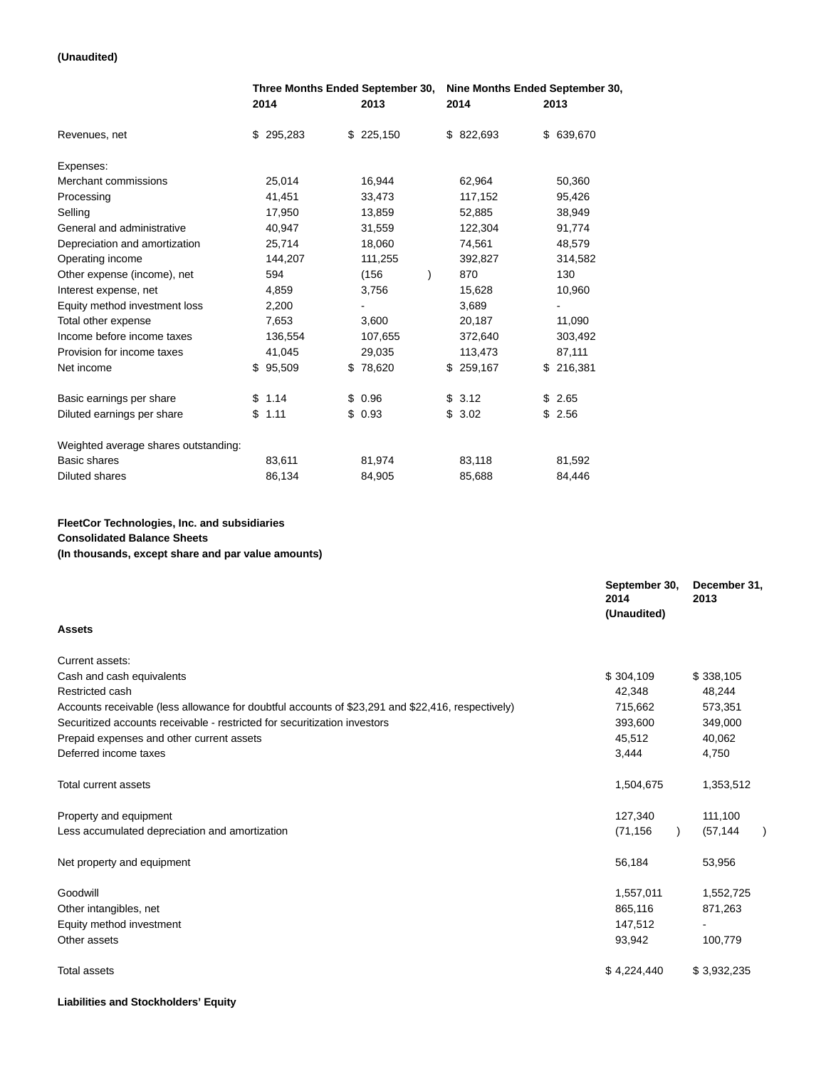**(Unaudited)**

| | Three Months Ended September 30, | | Nine Months Ended September 30, | |
|---|---|---|---|---|
| | 2014 | 2013 | 2014 | 2013 |
| Revenues, net | $ 295,283 | $ 225,150 | $ 822,693 | $ 639,670 |
| Expenses: | | | | |
| Merchant commissions | 25,014 | 16,944 | 62,964 | 50,360 |
| Processing | 41,451 | 33,473 | 117,152 | 95,426 |
| Selling | 17,950 | 13,859 | 52,885 | 38,949 |
| General and administrative | 40,947 | 31,559 | 122,304 | 91,774 |
| Depreciation and amortization | 25,714 | 18,060 | 74,561 | 48,579 |
| Operating income | 144,207 | 111,255 | 392,827 | 314,582 |
| Other expense (income), net | 594 | (156 ) | 870 | 130 |
| Interest expense, net | 4,859 | 3,756 | 15,628 | 10,960 |
| Equity method investment loss | 2,200 | - | 3,689 | - |
| Total other expense | 7,653 | 3,600 | 20,187 | 11,090 |
| Income before income taxes | 136,554 | 107,655 | 372,640 | 303,492 |
| Provision for income taxes | 41,045 | 29,035 | 113,473 | 87,111 |
| Net income | $ 95,509 | $ 78,620 | $ 259,167 | $ 216,381 |
| Basic earnings per share | $ 1.14 | $ 0.96 | $ 3.12 | $ 2.65 |
| Diluted earnings per share | $ 1.11 | $ 0.93 | $ 3.02 | $ 2.56 |
| Weighted average shares outstanding: | | | | |
| Basic shares | 83,611 | 81,974 | 83,118 | 81,592 |
| Diluted shares | 86,134 | 84,905 | 85,688 | 84,446 |

**FleetCor Technologies, Inc. and subsidiaries**
**Consolidated Balance Sheets**
**(In thousands, except share and par value amounts)**

| | September 30, 2014 (Unaudited) | December 31, 2013 |
|---|---|---|
| **Assets** | | |
| Current assets: | | |
| Cash and cash equivalents | $ 304,109 | $ 338,105 |
| Restricted cash | 42,348 | 48,244 |
| Accounts receivable (less allowance for doubtful accounts of $23,291 and $22,416, respectively) | 715,662 | 573,351 |
| Securitized accounts receivable - restricted for securitization investors | 393,600 | 349,000 |
| Prepaid expenses and other current assets | 45,512 | 40,062 |
| Deferred income taxes | 3,444 | 4,750 |
| Total current assets | 1,504,675 | 1,353,512 |
| Property and equipment | 127,340 | 111,100 |
| Less accumulated depreciation and amortization | (71,156 ) | (57,144 ) |
| Net property and equipment | 56,184 | 53,956 |
| Goodwill | 1,557,011 | 1,552,725 |
| Other intangibles, net | 865,116 | 871,263 |
| Equity method investment | 147,512 | - |
| Other assets | 93,942 | 100,779 |
| Total assets | $ 4,224,440 | $ 3,932,235 |

**Liabilities and Stockholders' Equity**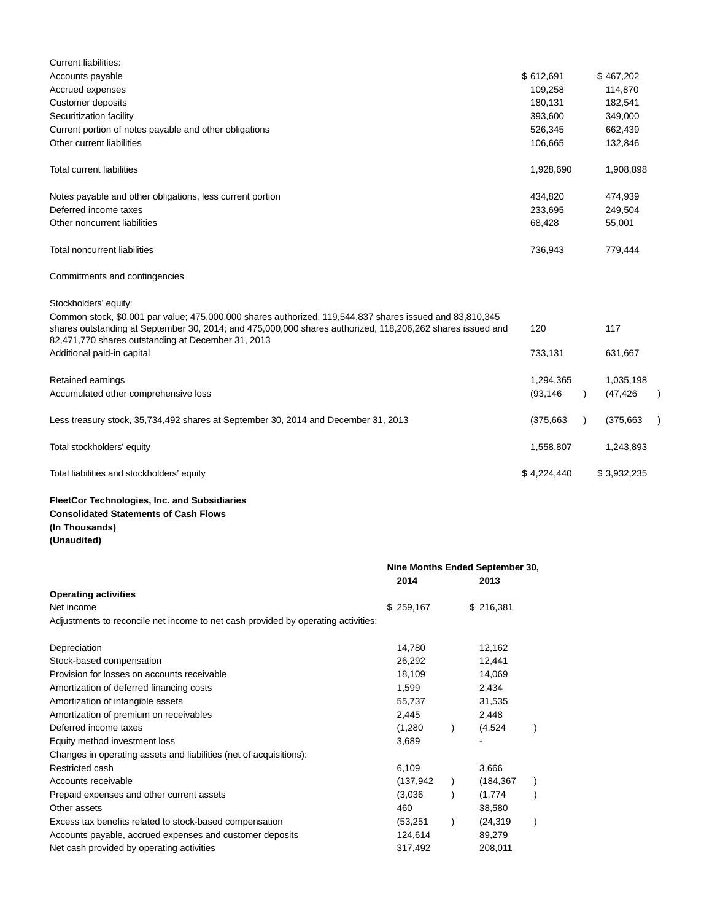| | | |
|---|---|---|
| Current liabilities: | | |
| Accounts payable | $ 612,691 | $ 467,202 |
| Accrued expenses | 109,258 | 114,870 |
| Customer deposits | 180,131 | 182,541 |
| Securitization facility | 393,600 | 349,000 |
| Current portion of notes payable and other obligations | 526,345 | 662,439 |
| Other current liabilities | 106,665 | 132,846 |
| Total current liabilities | 1,928,690 | 1,908,898 |
| Notes payable and other obligations, less current portion | 434,820 | 474,939 |
| Deferred income taxes | 233,695 | 249,504 |
| Other noncurrent liabilities | 68,428 | 55,001 |
| Total noncurrent liabilities | 736,943 | 779,444 |
| Commitments and contingencies | | |
| Stockholders' equity: | | |
| Common stock, $0.001 par value; 475,000,000 shares authorized, 119,544,837 shares issued and 83,810,345 shares outstanding at September 30, 2014; and 475,000,000 shares authorized, 118,206,262 shares issued and 82,471,770 shares outstanding at December 31, 2013 | 120 | 117 |
| Additional paid-in capital | 733,131 | 631,667 |
| Retained earnings | 1,294,365 | 1,035,198 |
| Accumulated other comprehensive loss | (93,146) | (47,426) |
| Less treasury stock, 35,734,492 shares at September 30, 2014 and December 31, 2013 | (375,663) | (375,663) |
| Total stockholders' equity | 1,558,807 | 1,243,893 |
| Total liabilities and stockholders' equity | $ 4,224,440 | $ 3,932,235 |

**FleetCor Technologies, Inc. and Subsidiaries**
**Consolidated Statements of Cash Flows**
**(In Thousands)**
**(Unaudited)**

| | Nine Months Ended September 30, | |
|---|---|---|
| | **2014** | **2013** |
| **Operating activities** | | |
| Net income | $ 259,167 | $ 216,381 |
| Adjustments to reconcile net income to net cash provided by operating activities: | | |
| Depreciation | 14,780 | 12,162 |
| Stock-based compensation | 26,292 | 12,441 |
| Provision for losses on accounts receivable | 18,109 | 14,069 |
| Amortization of deferred financing costs | 1,599 | 2,434 |
| Amortization of intangible assets | 55,737 | 31,535 |
| Amortization of premium on receivables | 2,445 | 2,448 |
| Deferred income taxes | (1,280) | (4,524) |
| Equity method investment loss | 3,689 | - |
| Changes in operating assets and liabilities (net of acquisitions): | | |
| Restricted cash | 6,109 | 3,666 |
| Accounts receivable | (137,942) | (184,367) |
| Prepaid expenses and other current assets | (3,036) | (1,774) |
| Other assets | 460 | 38,580 |
| Excess tax benefits related to stock-based compensation | (53,251) | (24,319) |
| Accounts payable, accrued expenses and customer deposits | 124,614 | 89,279 |
| Net cash provided by operating activities | 317,492 | 208,011 |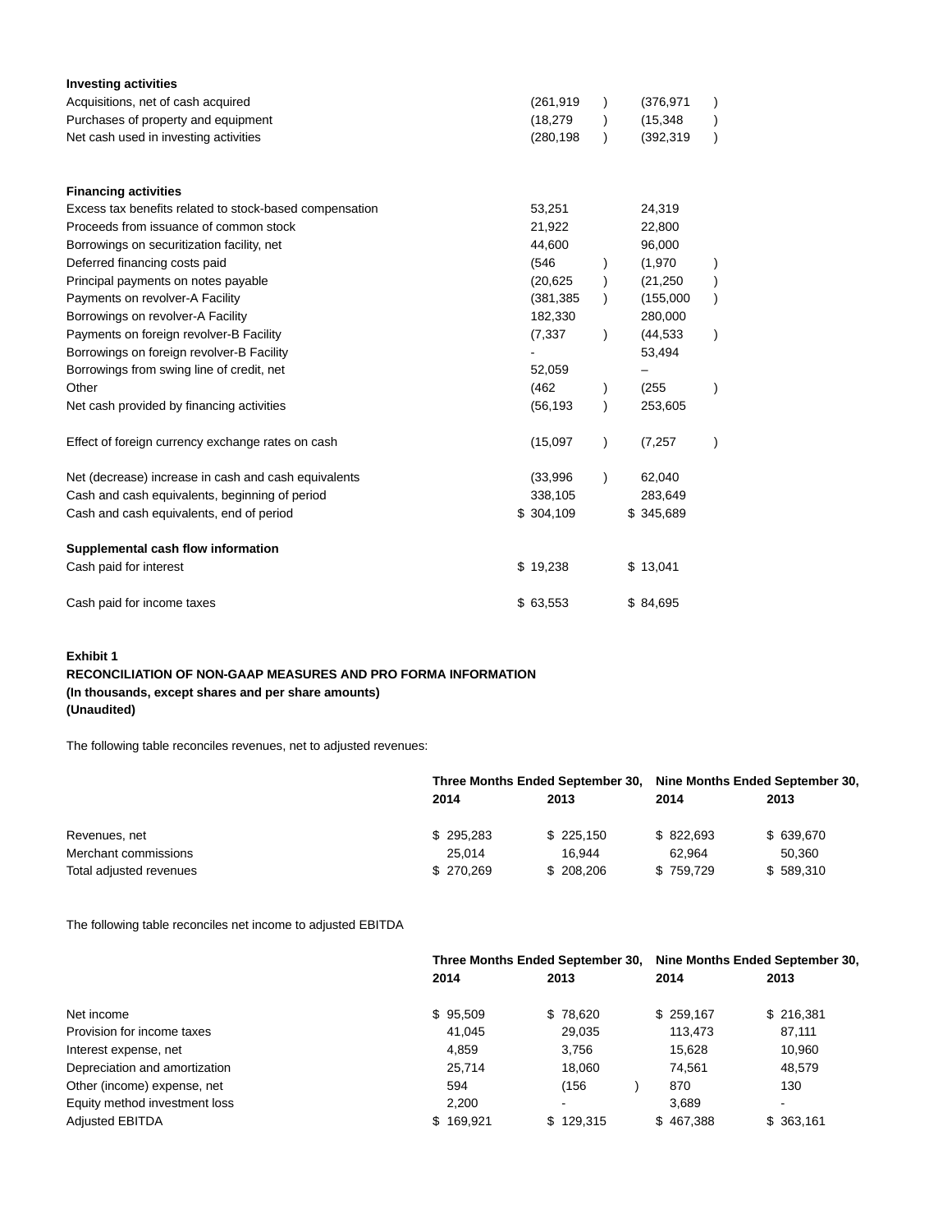| | | |
|---|---|---|
| **Investing activities** | | |
| Acquisitions, net of cash acquired | (261,919 ) | (376,971 ) |
| Purchases of property and equipment | (18,279 ) | (15,348 ) |
| Net cash used in investing activities | (280,198 ) | (392,319 ) |
| | | |
| **Financing activities** | | |
| Excess tax benefits related to stock-based compensation | 53,251 | 24,319 |
| Proceeds from issuance of common stock | 21,922 | 22,800 |
| Borrowings on securitization facility, net | 44,600 | 96,000 |
| Deferred financing costs paid | (546 ) | (1,970 ) |
| Principal payments on notes payable | (20,625 ) | (21,250 ) |
| Payments on revolver-A Facility | (381,385 ) | (155,000 ) |
| Borrowings on revolver-A Facility | 182,330 | 280,000 |
| Payments on foreign revolver-B Facility | (7,337 ) | (44,533 ) |
| Borrowings on foreign revolver-B Facility | - | 53,494 |
| Borrowings from swing line of credit, net | 52,059 | – |
| Other | (462 ) | (255 ) |
| Net cash provided by financing activities | (56,193 ) | 253,605 |
| | | |
| Effect of foreign currency exchange rates on cash | (15,097 ) | (7,257 ) |
| | | |
| Net (decrease) increase in cash and cash equivalents | (33,996 ) | 62,040 |
| Cash and cash equivalents, beginning of period | 338,105 | 283,649 |
| Cash and cash equivalents, end of period | $ 304,109 | $ 345,689 |
| | | |
| **Supplemental cash flow information** | | |
| Cash paid for interest | $ 19,238 | $ 13,041 |
| | | |
| Cash paid for income taxes | $ 63,553 | $ 84,695 |

**Exhibit 1**
**RECONCILIATION OF NON-GAAP MEASURES AND PRO FORMA INFORMATION**
**(In thousands, except shares and per share amounts)**
**(Unaudited)**

The following table reconciles revenues, net to adjusted revenues:

| | **Three Months Ended September 30,** | | **Nine Months Ended September 30,** | |
|---|---|---|---|---|
| | **2014** | **2013** | **2014** | **2013** |
| Revenues, net | $ 295,283 | $ 225,150 | $ 822,693 | $ 639,670 |
| Merchant commissions | 25,014 | 16,944 | 62,964 | 50,360 |
| Total adjusted revenues | $ 270,269 | $ 208,206 | $ 759,729 | $ 589,310 |

The following table reconciles net income to adjusted EBITDA

| | **Three Months Ended September 30,** | | **Nine Months Ended September 30,** | |
|---|---|---|---|---|
| | **2014** | **2013** | **2014** | **2013** |
| Net income | $ 95,509 | $ 78,620 | $ 259,167 | $ 216,381 |
| Provision for income taxes | 41,045 | 29,035 | 113,473 | 87,111 |
| Interest expense, net | 4,859 | 3,756 | 15,628 | 10,960 |
| Depreciation and amortization | 25,714 | 18,060 | 74,561 | 48,579 |
| Other (income) expense, net | 594 | (156 ) | 870 | 130 |
| Equity method investment loss | 2,200 | - | 3,689 | - |
| Adjusted EBITDA | $ 169,921 | $ 129,315 | $ 467,388 | $ 363,161 |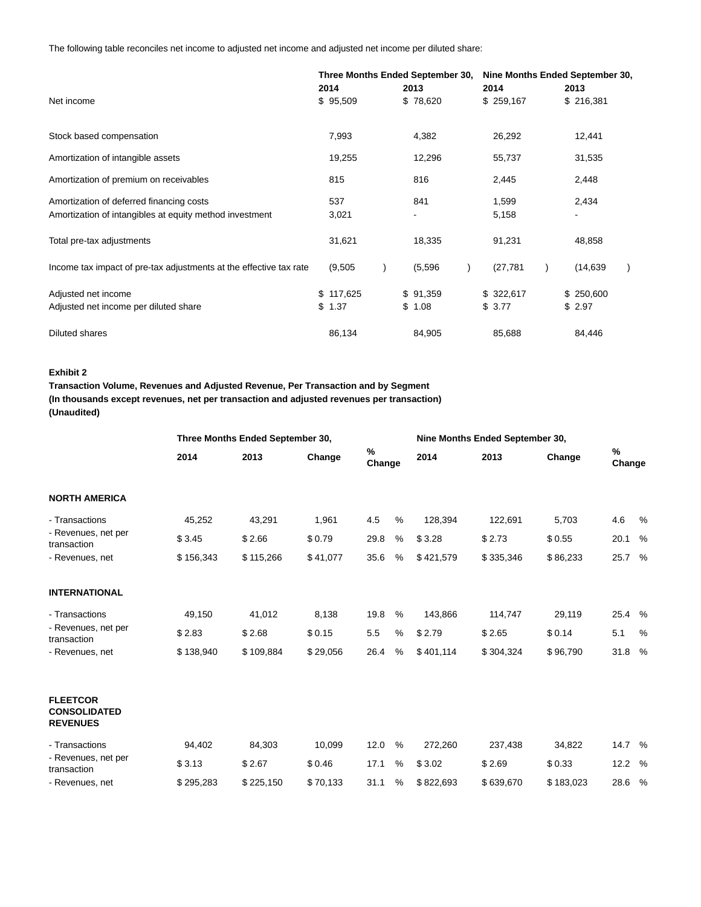The following table reconciles net income to adjusted net income and adjusted net income per diluted share:

| | Three Months Ended September 30, | | Nine Months Ended September 30, | |
|---|---|---|---|---|
| | 2014 | 2013 | 2014 | 2013 |
| Net income | $ 95,509 | $ 78,620 | $ 259,167 | $ 216,381 |
| Stock based compensation | 7,993 | 4,382 | 26,292 | 12,441 |
| Amortization of intangible assets | 19,255 | 12,296 | 55,737 | 31,535 |
| Amortization of premium on receivables | 815 | 816 | 2,445 | 2,448 |
| Amortization of deferred financing costs | 537 | 841 | 1,599 | 2,434 |
| Amortization of intangibles at equity method investment | 3,021 | - | 5,158 | - |
| Total pre-tax adjustments | 31,621 | 18,335 | 91,231 | 48,858 |
| Income tax impact of pre-tax adjustments at the effective tax rate | (9,505) | (5,596) | (27,781) | (14,639) |
| Adjusted net income | $ 117,625 | $ 91,359 | $ 322,617 | $ 250,600 |
| Adjusted net income per diluted share | $ 1.37 | $ 1.08 | $ 3.77 | $ 2.97 |
| Diluted shares | 86,134 | 84,905 | 85,688 | 84,446 |

**Exhibit 2**

**Transaction Volume, Revenues and Adjusted Revenue, Per Transaction and by Segment**
**(In thousands except revenues, net per transaction and adjusted revenues per transaction)**
**(Unaudited)**

| | Three Months Ended September 30, | | | | Nine Months Ended September 30, | | | |
|---|---|---|---|---|---|---|---|---|
| | 2014 | 2013 | Change | % Change | 2014 | 2013 | Change | % Change |
| **NORTH AMERICA** | | | | | | | | |
| - Transactions | 45,252 | 43,291 | 1,961 | 4.5 % | 128,394 | 122,691 | 5,703 | 4.6 % |
| - Revenues, net per transaction | $ 3.45 | $ 2.66 | $ 0.79 | 29.8 % | $ 3.28 | $ 2.73 | $ 0.55 | 20.1 % |
| - Revenues, net | $ 156,343 | $ 115,266 | $ 41,077 | 35.6 % | $ 421,579 | $ 335,346 | $ 86,233 | 25.7 % |
| **INTERNATIONAL** | | | | | | | | |
| - Transactions | 49,150 | 41,012 | 8,138 | 19.8 % | 143,866 | 114,747 | 29,119 | 25.4 % |
| - Revenues, net per transaction | $ 2.83 | $ 2.68 | $ 0.15 | 5.5 % | $ 2.79 | $ 2.65 | $ 0.14 | 5.1 % |
| - Revenues, net | $ 138,940 | $ 109,884 | $ 29,056 | 26.4 % | $ 401,114 | $ 304,324 | $ 96,790 | 31.8 % |
| **FLEETCOR CONSOLIDATED REVENUES** | | | | | | | | |
| - Transactions | 94,402 | 84,303 | 10,099 | 12.0 % | 272,260 | 237,438 | 34,822 | 14.7 % |
| - Revenues, net per transaction | $ 3.13 | $ 2.67 | $ 0.46 | 17.1 % | $ 3.02 | $ 2.69 | $ 0.33 | 12.2 % |
| - Revenues, net | $ 295,283 | $ 225,150 | $ 70,133 | 31.1 % | $ 822,693 | $ 639,670 | $ 183,023 | 28.6 % |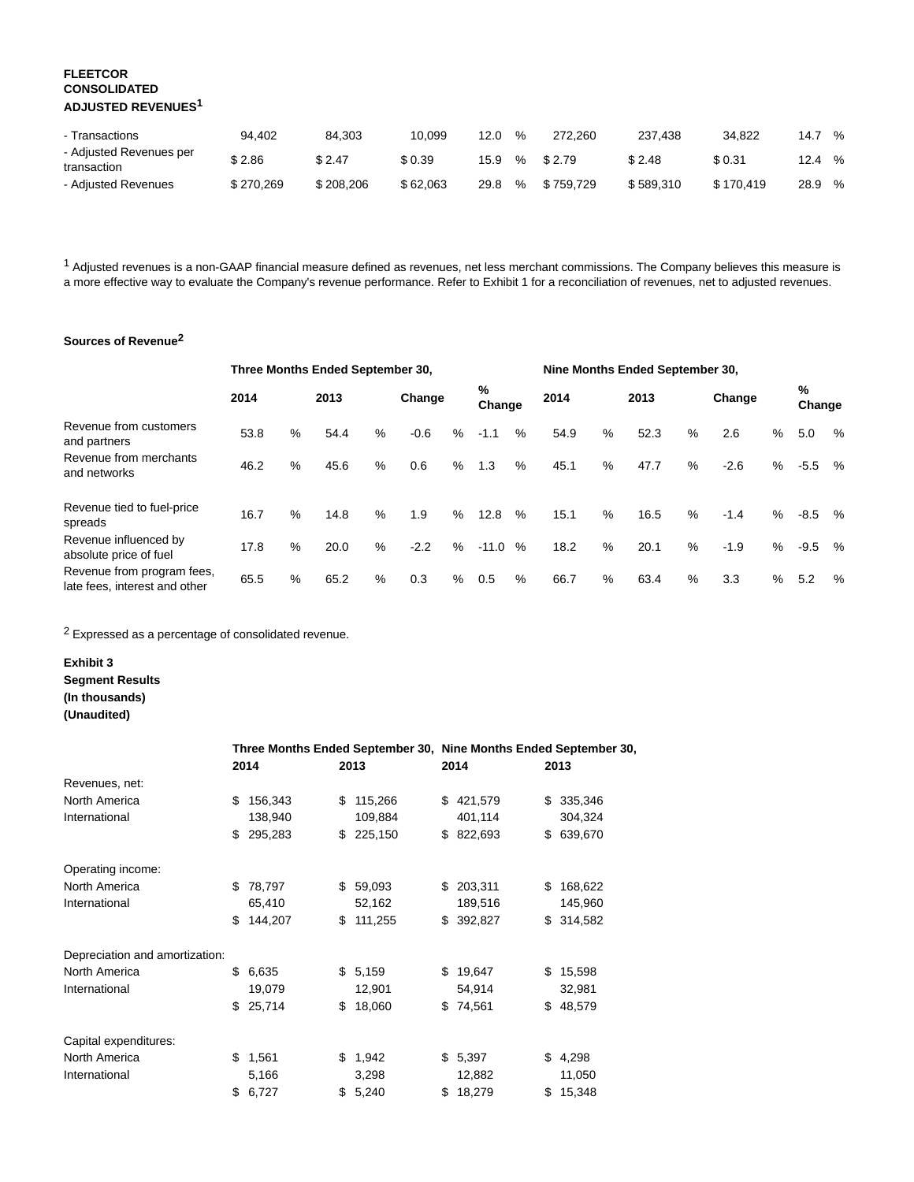**FLEETCOR**
**CONSOLIDATED**
**ADJUSTED REVENUES[1]**

| | | | | | | | | |
|---|---|---|---|---|---|---|---|---|
| - Transactions | 94,402 | 84,303 | 10,099 | 12.0 % | 272,260 | 237,438 | 34,822 | 14.7 % |
| - Adjusted Revenues per transaction | $ 2.86 | $ 2.47 | $ 0.39 | 15.9 % | $ 2.79 | $ 2.48 | $ 0.31 | 12.4 % |
| - Adjusted Revenues | $ 270,269 | $ 208,206 | $ 62,063 | 29.8 % | $ 759,729 | $ 589,310 | $ 170,419 | 28.9 % |

[1] Adjusted revenues is a non-GAAP financial measure defined as revenues, net less merchant commissions. The Company believes this measure is a more effective way to evaluate the Company's revenue performance. Refer to Exhibit 1 for a reconciliation of revenues, net to adjusted revenues.

**Sources of Revenue[2]**

| | Three Months Ended September 30, | | | | Nine Months Ended September 30, | | | |
|---|---|---|---|---|---|---|---|---|
| | 2014 | 2013 | Change | % Change | 2014 | 2013 | Change | % Change |
| Revenue from customers and partners | 53.8 % | 54.4 % | -0.6 % | -1.1 % | 54.9 % | 52.3 % | 2.6 % | 5.0 % |
| Revenue from merchants and networks | 46.2 % | 45.6 % | 0.6 % | 1.3 % | 45.1 % | 47.7 % | -2.6 % | -5.5 % |
| | | | | | | | | |
| Revenue tied to fuel-price spreads | 16.7 % | 14.8 % | 1.9 % | 12.8 % | 15.1 % | 16.5 % | -1.4 % | -8.5 % |
| Revenue influenced by absolute price of fuel | 17.8 % | 20.0 % | -2.2 % | -11.0 % | 18.2 % | 20.1 % | -1.9 % | -9.5 % |
| Revenue from program fees, late fees, interest and other | 65.5 % | 65.2 % | 0.3 % | 0.5 % | 66.7 % | 63.4 % | 3.3 % | 5.2 % |

[2] Expressed as a percentage of consolidated revenue.

**Exhibit 3**
**Segment Results**
**(In thousands)**
**(Unaudited)**

| | Three Months Ended September 30, | | Nine Months Ended September 30, | |
|---|---|---|---|---|
| | 2014 | 2013 | 2014 | 2013 |
| Revenues, net: | | | | |
| North America | $ 156,343 | $ 115,266 | $ 421,579 | $ 335,346 |
| International | 138,940 | 109,884 | 401,114 | 304,324 |
| | $ 295,283 | $ 225,150 | $ 822,693 | $ 639,670 |
| | | | | |
| Operating income: | | | | |
| North America | $ 78,797 | $ 59,093 | $ 203,311 | $ 168,622 |
| International | 65,410 | 52,162 | 189,516 | 145,960 |
| | $ 144,207 | $ 111,255 | $ 392,827 | $ 314,582 |
| | | | | |
| Depreciation and amortization: | | | | |
| North America | $ 6,635 | $ 5,159 | $ 19,647 | $ 15,598 |
| International | 19,079 | 12,901 | 54,914 | 32,981 |
| | $ 25,714 | $ 18,060 | $ 74,561 | $ 48,579 |
| | | | | |
| Capital expenditures: | | | | |
| North America | $ 1,561 | $ 1,942 | $ 5,397 | $ 4,298 |
| International | 5,166 | 3,298 | 12,882 | 11,050 |
| | $ 6,727 | $ 5,240 | $ 18,279 | $ 15,348 |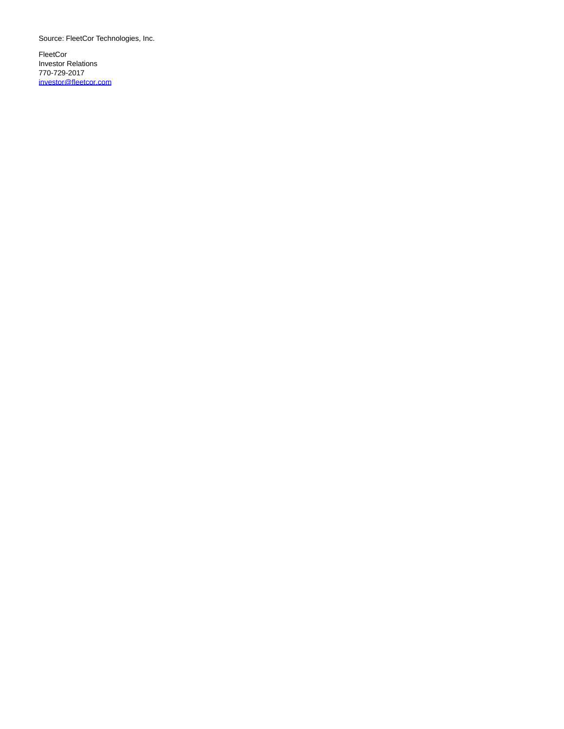Source: FleetCor Technologies, Inc.

FleetCor
Investor Relations
770-729-2017
investor@fleetcor.com